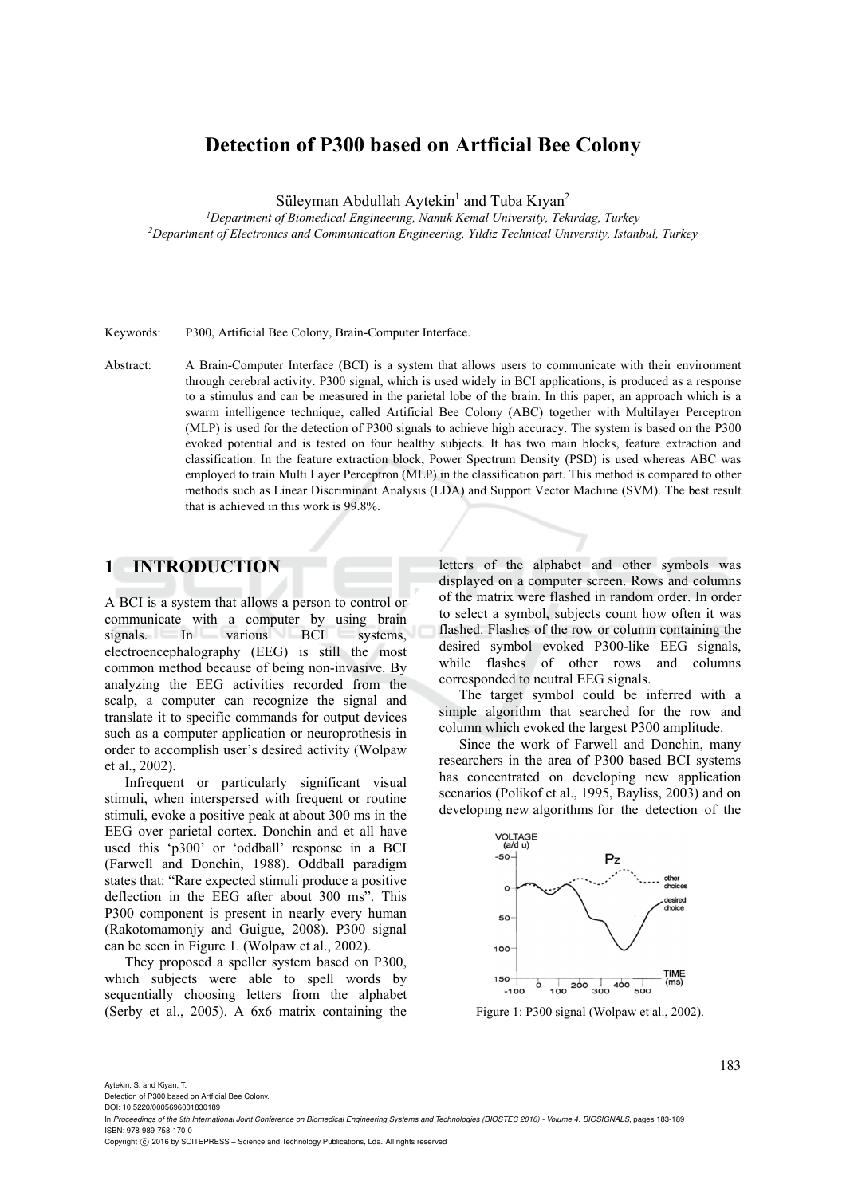# Detection of P300 based on Artficial Bee Colony

Süleyman Abdullah Aytekin[1] and Tuba Kıyan[2]

[1]Department of Biomedical Engineering, Namik Kemal University, Tekirdag, Turkey
[2]Department of Electronics and Communication Engineering, Yildiz Technical University, Istanbul, Turkey

Keywords: P300, Artificial Bee Colony, Brain-Computer Interface.

Abstract: A Brain-Computer Interface (BCI) is a system that allows users to communicate with their environment through cerebral activity. P300 signal, which is used widely in BCI applications, is produced as a response to a stimulus and can be measured in the parietal lobe of the brain. In this paper, an approach which is a swarm intelligence technique, called Artificial Bee Colony (ABC) together with Multilayer Perceptron (MLP) is used for the detection of P300 signals to achieve high accuracy. The system is based on the P300 evoked potential and is tested on four healthy subjects. It has two main blocks, feature extraction and classification. In the feature extraction block, Power Spectrum Density (PSD) is used whereas ABC was employed to train Multi Layer Perceptron (MLP) in the classification part. This method is compared to other methods such as Linear Discriminant Analysis (LDA) and Support Vector Machine (SVM). The best result that is achieved in this work is 99.8%.

## 1 INTRODUCTION

A BCI is a system that allows a person to control or communicate with a computer by using brain signals. In various BCI systems, electroencephalography (EEG) is still the most common method because of being non-invasive. By analyzing the EEG activities recorded from the scalp, a computer can recognize the signal and translate it to specific commands for output devices such as a computer application or neuroprothesis in order to accomplish user's desired activity (Wolpaw et al., 2002).

Infrequent or particularly significant visual stimuli, when interspersed with frequent or routine stimuli, evoke a positive peak at about 300 ms in the EEG over parietal cortex. Donchin and et all have used this 'p300' or 'oddball' response in a BCI (Farwell and Donchin, 1988). Oddball paradigm states that: "Rare expected stimuli produce a positive deflection in the EEG after about 300 ms". This P300 component is present in nearly every human (Rakotomamonjy and Guigue, 2008). P300 signal can be seen in Figure 1. (Wolpaw et al., 2002).

They proposed a speller system based on P300, which subjects were able to spell words by sequentially choosing letters from the alphabet (Serby et al., 2005). A 6x6 matrix containing the letters of the alphabet and other symbols was displayed on a computer screen. Rows and columns of the matrix were flashed in random order. In order to select a symbol, subjects count how often it was flashed. Flashes of the row or column containing the desired symbol evoked P300-like EEG signals, while flashes of other rows and columns corresponded to neutral EEG signals.

The target symbol could be inferred with a simple algorithm that searched for the row and column which evoked the largest P300 amplitude.

Since the work of Farwell and Donchin, many researchers in the area of P300 based BCI systems has concentrated on developing new application scenarios (Polikof et al., 1995, Bayliss, 2003) and on developing new algorithms for the detection of the

Figure 1: P300 signal (Wolpaw et al., 2002).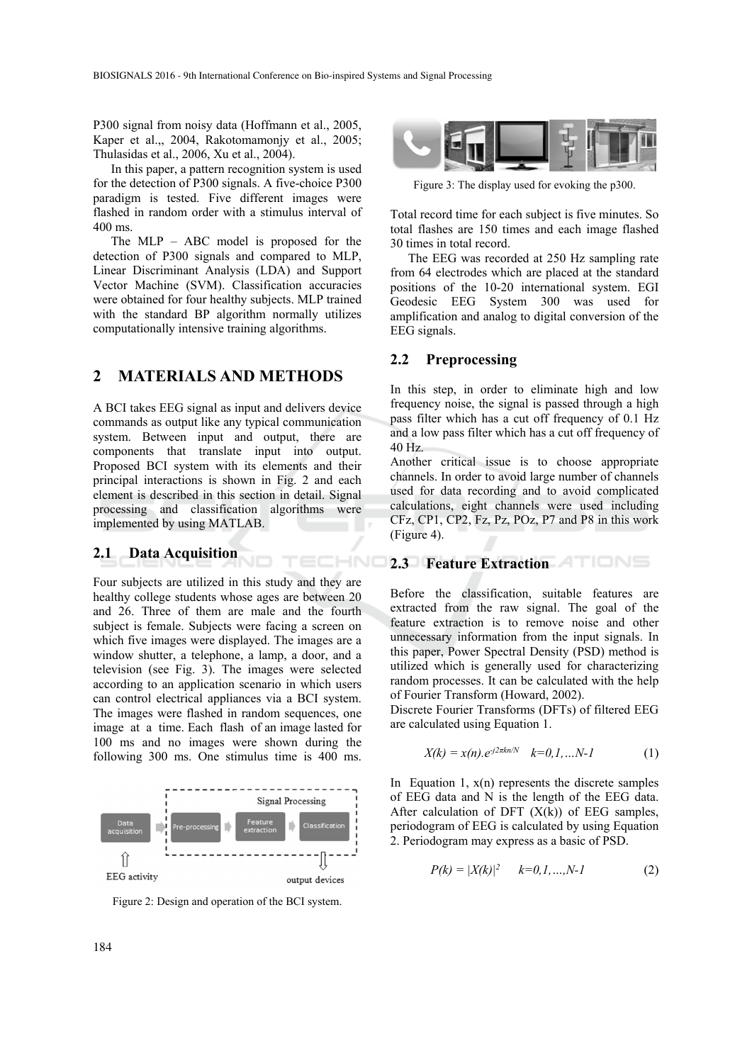P300 signal from noisy data (Hoffmann et al., 2005, Kaper et al.,, 2004, Rakotomamonjy et al., 2005; Thulasidas et al., 2006, Xu et al., 2004).

In this paper, a pattern recognition system is used for the detection of P300 signals. A five-choice P300 paradigm is tested. Five different images were flashed in random order with a stimulus interval of 400 ms.

The MLP – ABC model is proposed for the detection of P300 signals and compared to MLP, Linear Discriminant Analysis (LDA) and Support Vector Machine (SVM). Classification accuracies were obtained for four healthy subjects. MLP trained with the standard BP algorithm normally utilizes computationally intensive training algorithms.

## 2 MATERIALS AND METHODS

A BCI takes EEG signal as input and delivers device commands as output like any typical communication system. Between input and output, there are components that translate input into output. Proposed BCI system with its elements and their principal interactions is shown in Fig. 2 and each element is described in this section in detail. Signal processing and classification algorithms were implemented by using MATLAB.

### 2.1 Data Acquisition

Four subjects are utilized in this study and they are healthy college students whose ages are between 20 and 26. Three of them are male and the fourth subject is female. Subjects were facing a screen on which five images were displayed. The images are a window shutter, a telephone, a lamp, a door, and a television (see Fig. 3). The images were selected according to an application scenario in which users can control electrical appliances via a BCI system. The images were flashed in random sequences, one image at a time. Each flash of an image lasted for 100 ms and no images were shown during the following 300 ms. One stimulus time is 400 ms.

Figure 2: Design and operation of the BCI system.

Figure 3: The display used for evoking the p300.

Total record time for each subject is five minutes. So total flashes are 150 times and each image flashed 30 times in total record.

The EEG was recorded at 250 Hz sampling rate from 64 electrodes which are placed at the standard positions of the 10-20 international system. EGI Geodesic EEG System 300 was used for amplification and analog to digital conversion of the EEG signals.

### 2.2 Preprocessing

In this step, in order to eliminate high and low frequency noise, the signal is passed through a high pass filter which has a cut off frequency of 0.1 Hz and a low pass filter which has a cut off frequency of 40 Hz.

Another critical issue is to choose appropriate channels. In order to avoid large number of channels used for data recording and to avoid complicated calculations, eight channels were used including CFz, CP1, CP2, Fz, Pz, POz, P7 and P8 in this work (Figure 4).

### 2.3 Feature Extraction

Before the classification, suitable features are extracted from the raw signal. The goal of the feature extraction is to remove noise and other unnecessary information from the input signals. In this paper, Power Spectral Density (PSD) method is utilized which is generally used for characterizing random processes. It can be calculated with the help of Fourier Transform (Howard, 2002).

Discrete Fourier Transforms (DFTs) of filtered EEG are calculated using Equation 1.

$$X(k) = x(n).e^{-j2\pi kn/N} \quad k=0,1,\ldots N-1 \tag{1}$$

In Equation 1, x(n) represents the discrete samples of EEG data and N is the length of the EEG data. After calculation of DFT (X(k)) of EEG samples, periodogram of EEG is calculated by using Equation 2. Periodogram may express as a basic of PSD.

$$P(k) = |X(k)|^2 \quad k=0,1,\ldots,N-1 \tag{2}$$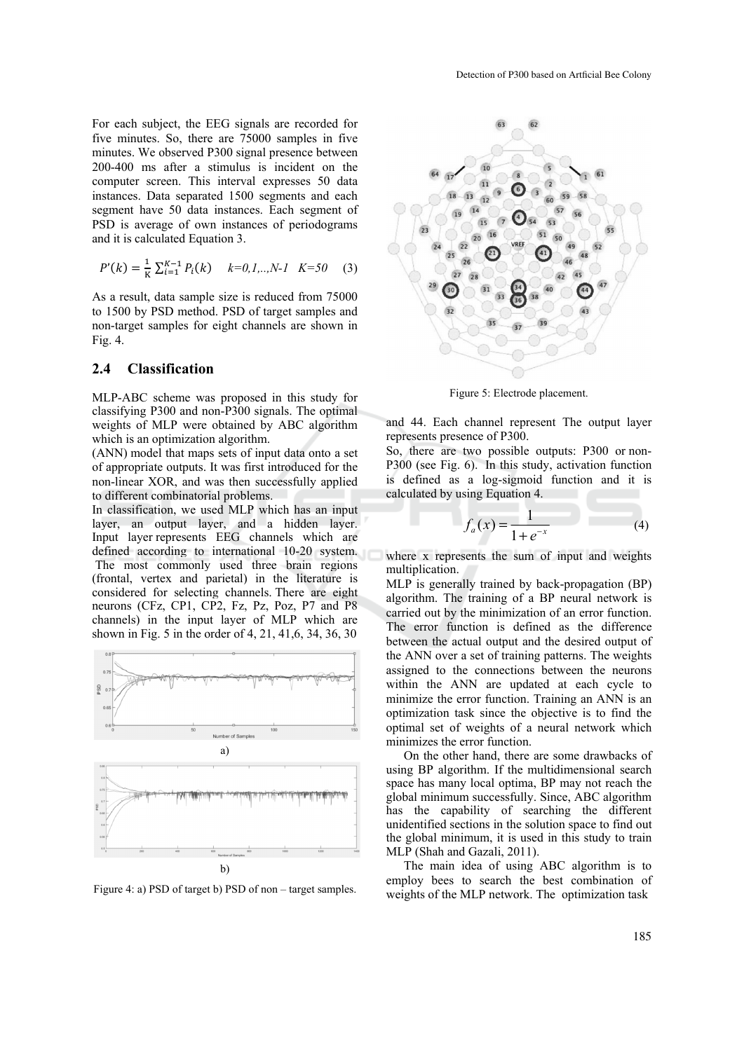For each subject, the EEG signals are recorded for five minutes. So, there are 75000 samples in five minutes. We observed P300 signal presence between 200-400 ms after a stimulus is incident on the computer screen. This interval expresses 50 data instances. Data separated 1500 segments and each segment have 50 data instances. Each segment of PSD is average of own instances of periodograms and it is calculated Equation 3.

$$P'(k) = \frac{1}{K}\sum_{i=1}^{K-1} P_i(k) \quad k=0,1,..,N\text{-}1 \quad K=50 \quad (3)$$

As a result, data sample size is reduced from 75000 to 1500 by PSD method. PSD of target samples and non-target samples for eight channels are shown in Fig. 4.

Figure 4: a) PSD of target b) PSD of non – target samples.

## 2.4 Classification

MLP-ABC scheme was proposed in this study for classifying P300 and non-P300 signals. The optimal weights of MLP were obtained by ABC algorithm which is an optimization algorithm.

(ANN) model that maps sets of input data onto a set of appropriate outputs. It was first introduced for the non-linear XOR, and was then successfully applied to different combinatorial problems.

In classification, we used MLP which has an input layer, an output layer, and a hidden layer. Input layer represents EEG channels which are defined according to international 10-20 system. The most commonly used three brain regions (frontal, vertex and parietal) in the literature is considered for selecting channels. There are eight neurons (CFz, CP1, CP2, Fz, Pz, Poz, P7 and P8 channels) in the input layer of MLP which are shown in Fig. 5 in the order of 4, 21, 41,6, 34, 36, 30 and 44. Each channel represent The output layer represents presence of P300.

Figure 5: Electrode placement.

So, there are two possible outputs: P300 or non-P300 (see Fig. 6). In this study, activation function is defined as a log-sigmoid function and it is calculated by using Equation 4.

$$f_a(x) = \frac{1}{1+e^{-x}} \quad (4)$$

where x represents the sum of input and weights multiplication.

MLP is generally trained by back-propagation (BP) algorithm. The training of a BP neural network is carried out by the minimization of an error function. The error function is defined as the difference between the actual output and the desired output of the ANN over a set of training patterns. The weights assigned to the connections between the neurons within the ANN are updated at each cycle to minimize the error function. Training an ANN is an optimization task since the objective is to find the optimal set of weights of a neural network which minimizes the error function.

On the other hand, there are some drawbacks of using BP algorithm. If the multidimensional search space has many local optima, BP may not reach the global minimum successfully. Since, ABC algorithm has the capability of searching the different unidentified sections in the solution space to find out the global minimum, it is used in this study to train MLP (Shah and Gazali, 2011).

The main idea of using ABC algorithm is to employ bees to search the best combination of weights of the MLP network. The optimization task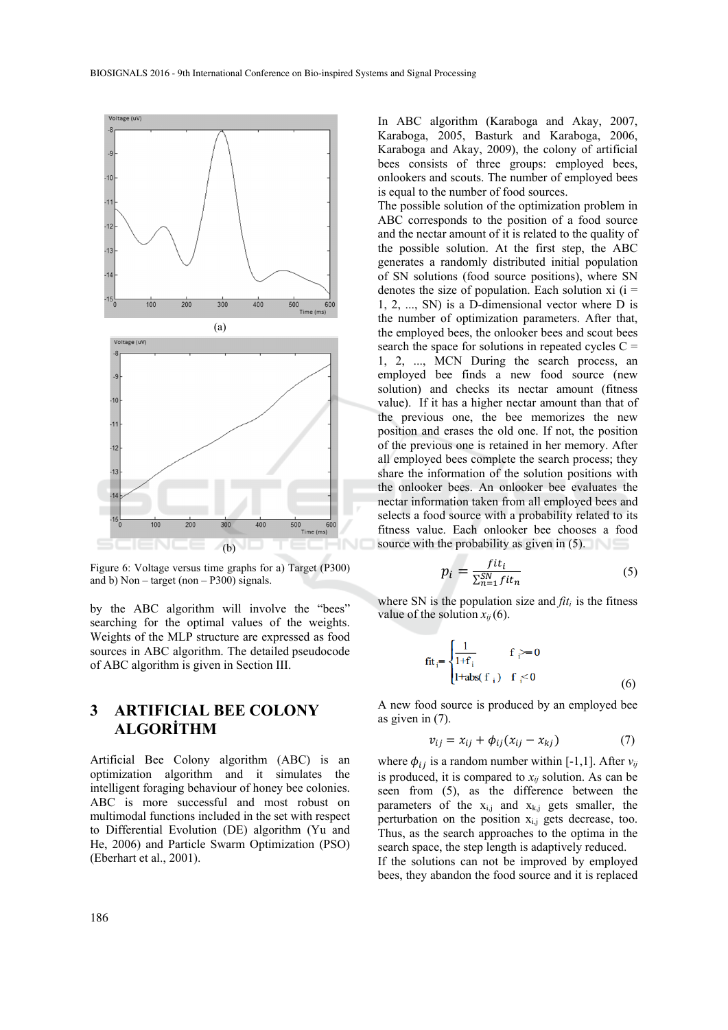Figure 6: Voltage versus time graphs for a) Target (P300) and b) Non – target (non – P300) signals.

by the ABC algorithm will involve the "bees" searching for the optimal values of the weights. Weights of the MLP structure are expressed as food sources in ABC algorithm. The detailed pseudocode of ABC algorithm is given in Section III.

# 3 ARTIFICIAL BEE COLONY ALGORİTHM

Artificial Bee Colony algorithm (ABC) is an optimization algorithm and it simulates the intelligent foraging behaviour of honey bee colonies. ABC is more successful and most robust on multimodal functions included in the set with respect to Differential Evolution (DE) algorithm (Yu and He, 2006) and Particle Swarm Optimization (PSO) (Eberhart et al., 2001).

In ABC algorithm (Karaboga and Akay, 2007, Karaboga, 2005, Basturk and Karaboga, 2006, Karaboga and Akay, 2009), the colony of artificial bees consists of three groups: employed bees, onlookers and scouts. The number of employed bees is equal to the number of food sources.

The possible solution of the optimization problem in ABC corresponds to the position of a food source and the nectar amount of it is related to the quality of the possible solution. At the first step, the ABC generates a randomly distributed initial population of SN solutions (food source positions), where SN denotes the size of population. Each solution xi (i = 1, 2, ..., SN) is a D-dimensional vector where D is the number of optimization parameters. After that, the employed bees, the onlooker bees and scout bees search the space for solutions in repeated cycles C = 1, 2, ..., MCN During the search process, an employed bee finds a new food source (new solution) and checks its nectar amount (fitness value). If it has a higher nectar amount than that of the previous one, the bee memorizes the new position and erases the old one. If not, the position of the previous one is retained in her memory. After all employed bees complete the search process; they share the information of the solution positions with the onlooker bees. An onlooker bee evaluates the nectar information taken from all employed bees and selects a food source with a probability related to its fitness value. Each onlooker bee chooses a food source with the probability as given in (5).

$$p_i = \frac{fit_i}{\sum_{n=1}^{SN} fit_n} \tag{5}$$

where SN is the population size and $fit_i$ is the fitness value of the solution $x_{ij}$ (6).

$$fit_i = \begin{cases} \frac{1}{1+f_i} & f_i >= 0 \\ 1+abs(f_i) & f_i < 0 \end{cases} \tag{6}$$

A new food source is produced by an employed bee as given in (7).

$$v_{ij} = x_{ij} + \phi_{ij}(x_{ij} - x_{kj}) \tag{7}$$

where $\phi_{ij}$ is a random number within [-1,1]. After $v_{ij}$ is produced, it is compared to $x_{ij}$ solution. As can be seen from (5), as the difference between the parameters of the $x_{i,j}$ and $x_{k,j}$ gets smaller, the perturbation on the position $x_{i,j}$ gets decrease, too. Thus, as the search approaches to the optima in the search space, the step length is adaptively reduced.

If the solutions can not be improved by employed bees, they abandon the food source and it is replaced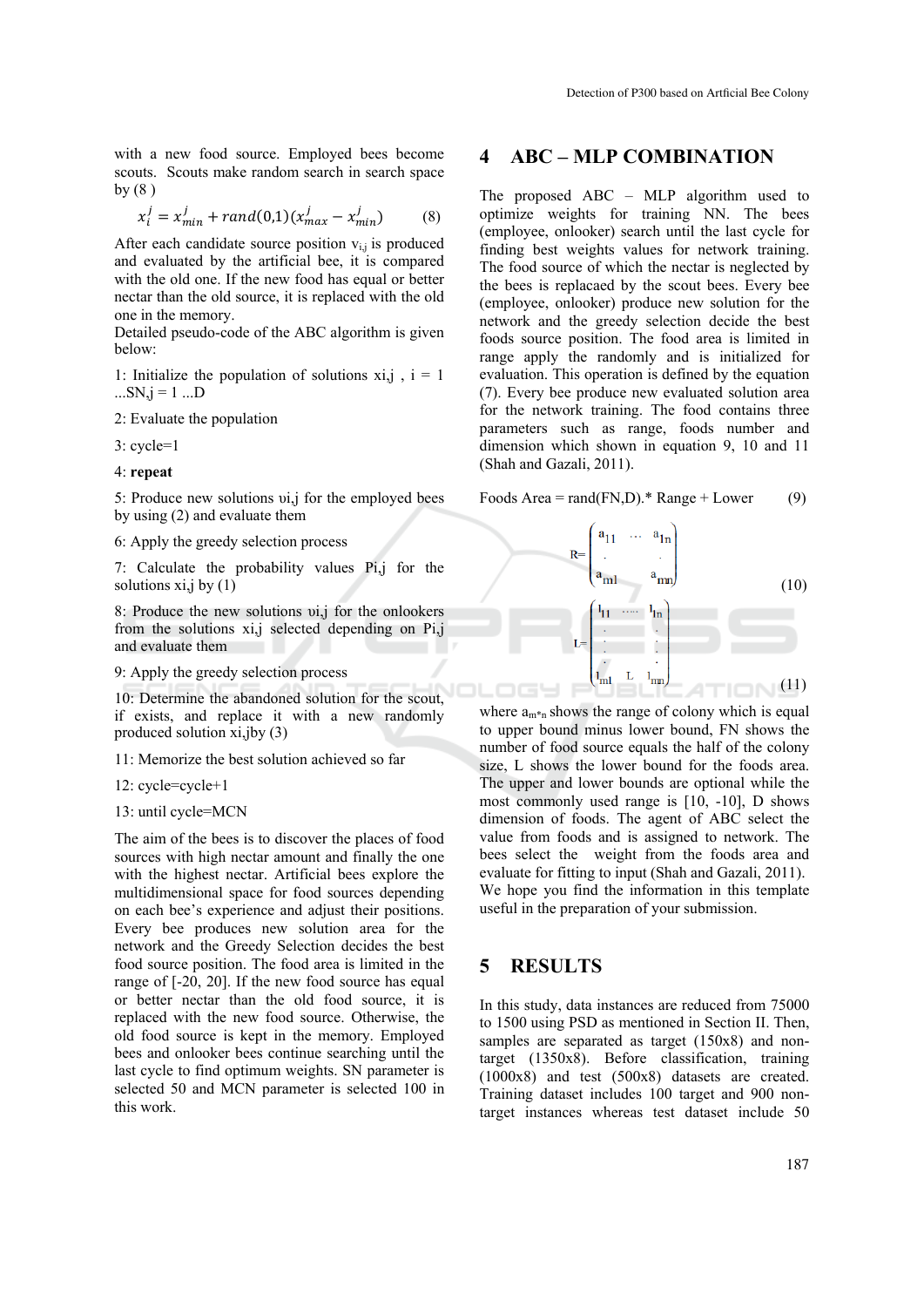with a new food source. Employed bees become scouts. Scouts make random search in search space by (8 )

$$x_i^j = x_{min}^j + rand(0,1)(x_{max}^j - x_{min}^j) \quad (8)$$

After each candidate source position $v_{i,j}$ is produced and evaluated by the artificial bee, it is compared with the old one. If the new food has equal or better nectar than the old source, it is replaced with the old one in the memory.

Detailed pseudo-code of the ABC algorithm is given below:

1: Initialize the population of solutions xi,j , i = 1 ...SN,j = 1 ...D

2: Evaluate the population

3: cycle=1

4: **repeat**

5: Produce new solutions υi,j for the employed bees by using (2) and evaluate them

6: Apply the greedy selection process

7: Calculate the probability values Pi,j for the solutions xi,j by (1)

8: Produce the new solutions υi,j for the onlookers from the solutions xi,j selected depending on Pi,j and evaluate them

9: Apply the greedy selection process

10: Determine the abandoned solution for the scout, if exists, and replace it with a new randomly produced solution xi,jby (3)

11: Memorize the best solution achieved so far

12: cycle=cycle+1

13: until cycle=MCN

The aim of the bees is to discover the places of food sources with high nectar amount and finally the one with the highest nectar. Artificial bees explore the multidimensional space for food sources depending on each bee's experience and adjust their positions. Every bee produces new solution area for the network and the Greedy Selection decides the best food source position. The food area is limited in the range of [-20, 20]. If the new food source has equal or better nectar than the old food source, it is replaced with the new food source. Otherwise, the old food source is kept in the memory. Employed bees and onlooker bees continue searching until the last cycle to find optimum weights. SN parameter is selected 50 and MCN parameter is selected 100 in this work.

## 4 ABC – MLP COMBINATION

The proposed ABC – MLP algorithm used to optimize weights for training NN. The bees (employee, onlooker) search until the last cycle for finding best weights values for network training. The food source of which the nectar is neglected by the bees is replacaed by the scout bees. Every bee (employee, onlooker) produce new solution for the network and the greedy selection decide the best foods source position. The food area is limited in range apply the randomly and is initialized for evaluation. This operation is defined by the equation (7). Every bee produce new evaluated solution area for the network training. The food contains three parameters such as range, foods number and dimension which shown in equation 9, 10 and 11 (Shah and Gazali, 2011).

$$\text{Foods Area} = \text{rand(FN,D).* Range + Lower} \quad (9)$$

$$R = \begin{pmatrix} a_{11} & \cdots & a_{1n} \\ . & & . \\ a_{m1} & & a_{mn} \end{pmatrix} \quad (10)$$

$$L = \begin{pmatrix} l_{11} & \cdots & l_{1n} \\ . & & . \\ . & & . \\ . & & . \\ l_{m1} & L & l_{mn} \end{pmatrix} \quad (11)$$

where $a_{m*n}$ shows the range of colony which is equal to upper bound minus lower bound, FN shows the number of food source equals the half of the colony size, L shows the lower bound for the foods area. The upper and lower bounds are optional while the most commonly used range is [10, -10], D shows dimension of foods. The agent of ABC select the value from foods and is assigned to network. The bees select the weight from the foods area and evaluate for fitting to input (Shah and Gazali, 2011). We hope you find the information in this template useful in the preparation of your submission.

## 5 RESULTS

In this study, data instances are reduced from 75000 to 1500 using PSD as mentioned in Section II. Then, samples are separated as target (150x8) and non-target (1350x8). Before classification, training (1000x8) and test (500x8) datasets are created. Training dataset includes 100 target and 900 non-target instances whereas test dataset include 50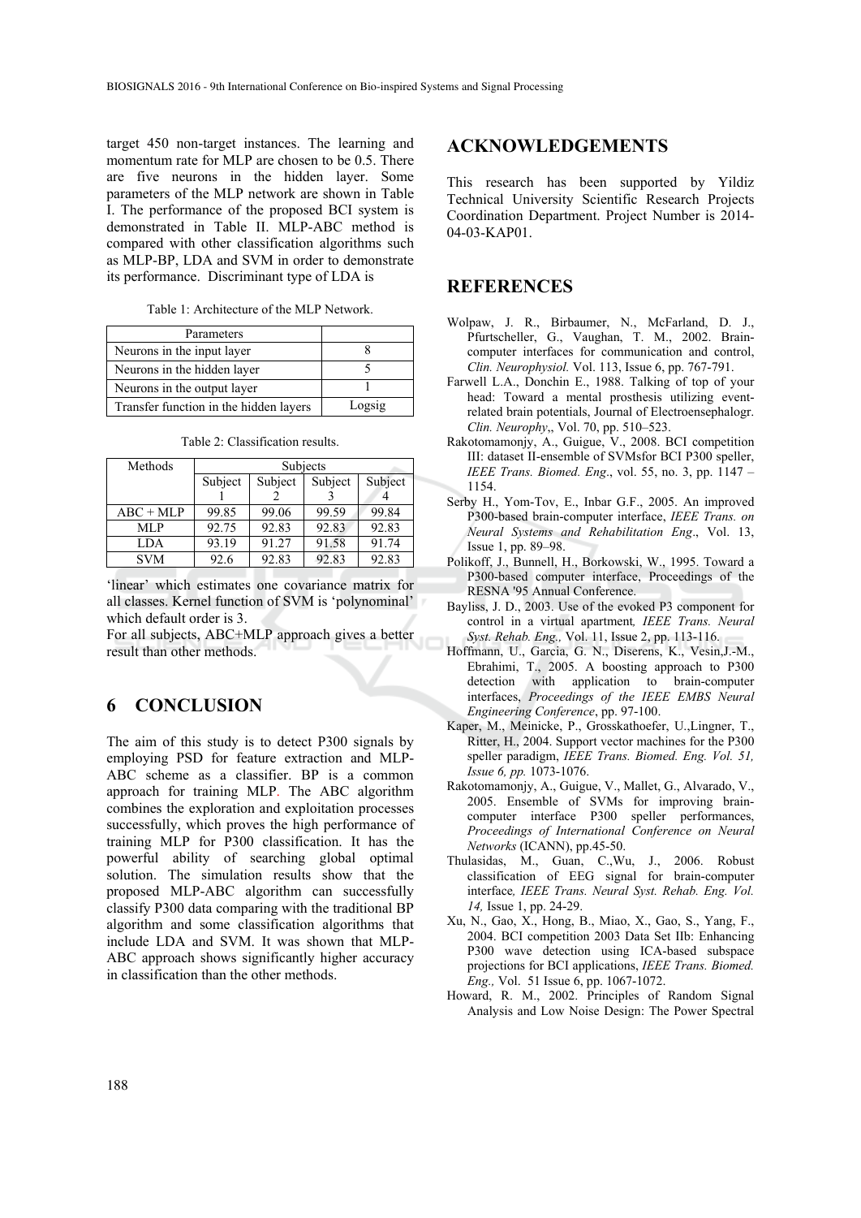target 450 non-target instances. The learning and momentum rate for MLP are chosen to be 0.5. There are five neurons in the hidden layer. Some parameters of the MLP network are shown in Table I. The performance of the proposed BCI system is demonstrated in Table II. MLP-ABC method is compared with other classification algorithms such as MLP-BP, LDA and SVM in order to demonstrate its performance. Discriminant type of LDA is 'linear' which estimates one covariance matrix for all classes. Kernel function of SVM is 'polynominal' which default order is 3.

Table 1: Architecture of the MLP Network.

| Parameters | |
|---|---|
| Neurons in the input layer | 8 |
| Neurons in the hidden layer | 5 |
| Neurons in the output layer | 1 |
| Transfer function in the hidden layers | Logsig |

Table 2: Classification results.

| Methods | Subjects | | | |
|---|---|---|---|---|
| | Subject 1 | Subject 2 | Subject 3 | Subject 4 |
| ABC + MLP | 99.85 | 99.06 | 99.59 | 99.84 |
| MLP | 92.75 | 92.83 | 92.83 | 92.83 |
| LDA | 93.19 | 91.27 | 91.58 | 91.74 |
| SVM | 92.6 | 92.83 | 92.83 | 92.83 |

For all subjects, ABC+MLP approach gives a better result than other methods.

## 6 CONCLUSION

The aim of this study is to detect P300 signals by employing PSD for feature extraction and MLP-ABC scheme as a classifier. BP is a common approach for training MLP. The ABC algorithm combines the exploration and exploitation processes successfully, which proves the high performance of training MLP for P300 classification. It has the powerful ability of searching global optimal solution. The simulation results show that the proposed MLP-ABC algorithm can successfully classify P300 data comparing with the traditional BP algorithm and some classification algorithms that include LDA and SVM. It was shown that MLP-ABC approach shows significantly higher accuracy in classification than the other methods.

## ACKNOWLEDGEMENTS

This research has been supported by Yildiz Technical University Scientific Research Projects Coordination Department. Project Number is 2014-04-03-KAP01.

## REFERENCES

Wolpaw, J. R., Birbaumer, N., McFarland, D. J., Pfurtscheller, G., Vaughan, T. M., 2002. Brain-computer interfaces for communication and control, *Clin. Neurophysiol.* Vol. 113, Issue 6, pp. 767-791.

Farwell L.A., Donchin E., 1988. Talking of top of your head: Toward a mental prosthesis utilizing event-related brain potentials, Journal of Electroensephalogr. *Clin. Neurophy*,, Vol. 70, pp. 510–523.

Rakotomamonjy, A., Guigue, V., 2008. BCI competition III: dataset II-ensemble of SVMsfor BCI P300 speller, *IEEE Trans. Biomed. Eng*., vol. 55, no. 3, pp. 1147 – 1154.

Serby H., Yom-Tov, E., Inbar G.F., 2005. An improved P300-based brain-computer interface, *IEEE Trans. on Neural Systems and Rehabilitation Eng*., Vol. 13, Issue 1, pp. 89–98.

Polikoff, J., Bunnell, H., Borkowski, W., 1995. Toward a P300-based computer interface, Proceedings of the RESNA '95 Annual Conference.

Bayliss, J. D., 2003. Use of the evoked P3 component for control in a virtual apartment*, IEEE Trans. Neural Syst. Rehab. Eng.,* Vol. 11, Issue 2, pp. 113-116.

Hoffmann, U., Garcia, G. N., Diserens, K., Vesin,J.-M., Ebrahimi, T., 2005. A boosting approach to P300 detection with application to brain-computer interfaces, *Proceedings of the IEEE EMBS Neural Engineering Conference*, pp. 97-100.

Kaper, M., Meinicke, P., Grosskathoefer, U.,Lingner, T., Ritter, H., 2004. Support vector machines for the P300 speller paradigm, *IEEE Trans. Biomed. Eng. Vol. 51, Issue 6, pp.* 1073-1076.

Rakotomamonjy, A., Guigue, V., Mallet, G., Alvarado, V., 2005. Ensemble of SVMs for improving brain-computer interface P300 speller performances, *Proceedings of International Conference on Neural Networks* (ICANN), pp.45-50.

Thulasidas, M., Guan, C.,Wu, J., 2006. Robust classification of EEG signal for brain-computer interface*, IEEE Trans. Neural Syst. Rehab. Eng. Vol. 14,* Issue 1, pp. 24-29.

Xu, N., Gao, X., Hong, B., Miao, X., Gao, S., Yang, F., 2004. BCI competition 2003 Data Set IIb: Enhancing P300 wave detection using ICA-based subspace projections for BCI applications, *IEEE Trans. Biomed. Eng.,* Vol. 51 Issue 6, pp. 1067-1072.

Howard, R. M., 2002. Principles of Random Signal Analysis and Low Noise Design: The Power Spectral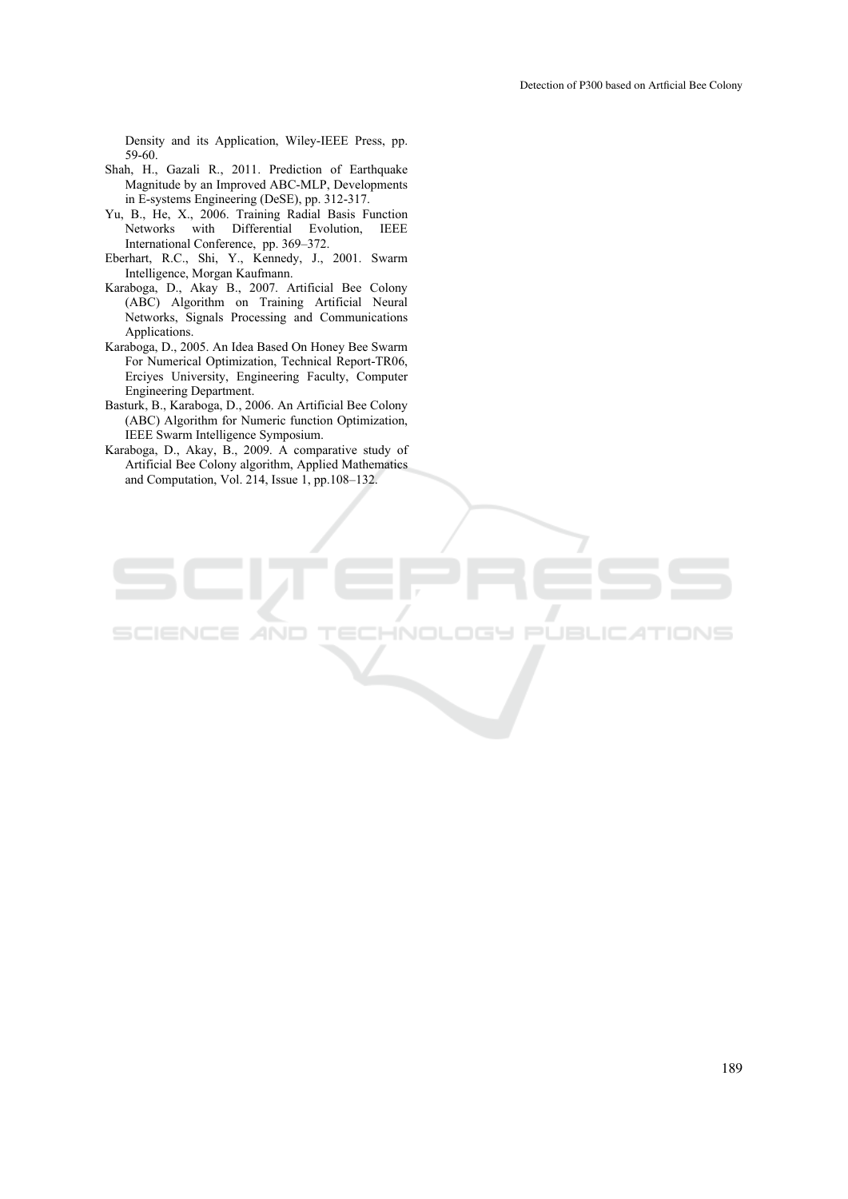Density and its Application, Wiley-IEEE Press, pp. 59-60.

Shah, H., Gazali R., 2011. Prediction of Earthquake Magnitude by an Improved ABC-MLP, Developments in E-systems Engineering (DeSE), pp. 312-317.

Yu, B., He, X., 2006. Training Radial Basis Function Networks with Differential Evolution, IEEE International Conference, pp. 369–372.

Eberhart, R.C., Shi, Y., Kennedy, J., 2001. Swarm Intelligence, Morgan Kaufmann.

Karaboga, D., Akay B., 2007. Artificial Bee Colony (ABC) Algorithm on Training Artificial Neural Networks, Signals Processing and Communications Applications.

Karaboga, D., 2005. An Idea Based On Honey Bee Swarm For Numerical Optimization, Technical Report-TR06, Erciyes University, Engineering Faculty, Computer Engineering Department.

Basturk, B., Karaboga, D., 2006. An Artificial Bee Colony (ABC) Algorithm for Numeric function Optimization, IEEE Swarm Intelligence Symposium.

Karaboga, D., Akay, B., 2009. A comparative study of Artificial Bee Colony algorithm, Applied Mathematics and Computation, Vol. 214, Issue 1, pp.108–132.